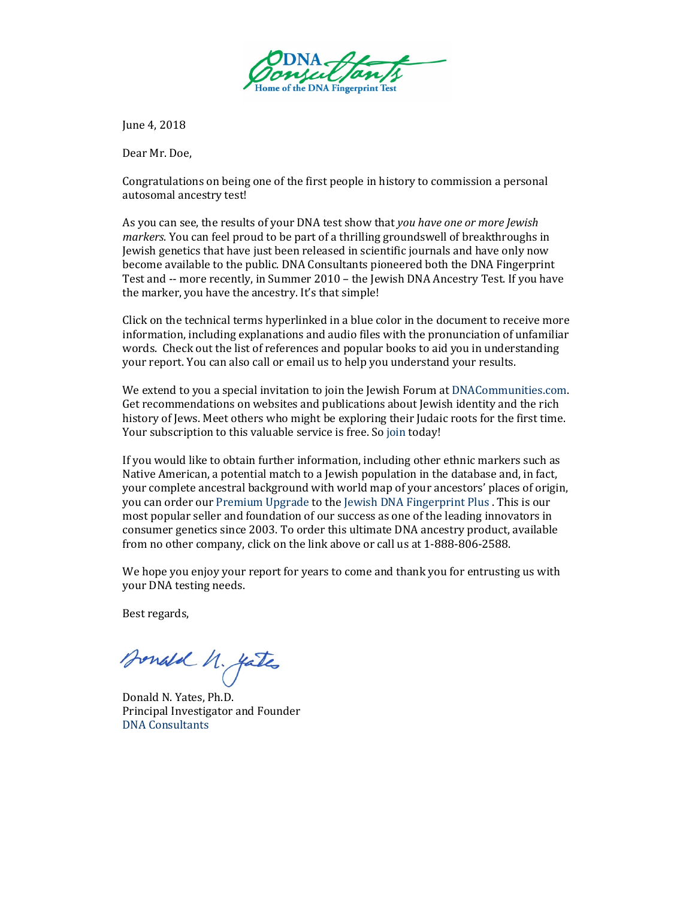DNA Consultants
Home of the DNA Fingerprint Test

June 4, 2018

Dear Mr. Doe,

Congratulations on being one of the first people in history to commission a personal autosomal ancestry test!

As you can see, the results of your DNA test show that *you have one or more Jewish markers*. You can feel proud to be part of a thrilling groundswell of breakthroughs in Jewish genetics that have just been released in scientific journals and have only now become available to the public. DNA Consultants pioneered both the DNA Fingerprint Test and -- more recently, in Summer 2010 – the Jewish DNA Ancestry Test. If you have the marker, you have the ancestry. It's that simple!

Click on the technical terms hyperlinked in a blue color in the document to receive more information, including explanations and audio files with the pronunciation of unfamiliar words. Check out the list of references and popular books to aid you in understanding your report. You can also call or email us to help you understand your results.

We extend to you a special invitation to join the Jewish Forum at DNACommunities.com. Get recommendations on websites and publications about Jewish identity and the rich history of Jews. Meet others who might be exploring their Judaic roots for the first time. Your subscription to this valuable service is free. So join today!

If you would like to obtain further information, including other ethnic markers such as Native American, a potential match to a Jewish population in the database and, in fact, your complete ancestral background with world map of your ancestors' places of origin, you can order our Premium Upgrade to the Jewish DNA Fingerprint Plus . This is our most popular seller and foundation of our success as one of the leading innovators in consumer genetics since 2003. To order this ultimate DNA ancestry product, available from no other company, click on the link above or call us at 1-888-806-2588.

We hope you enjoy your report for years to come and thank you for entrusting us with your DNA testing needs.

Best regards,

Donald N. Yates

Donald N. Yates, Ph.D.
Principal Investigator and Founder
DNA Consultants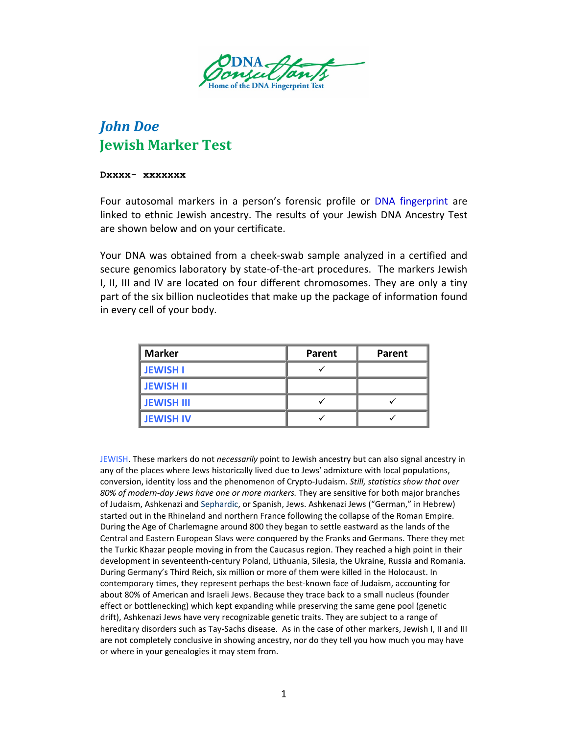DNA Consultants
Home of the DNA Fingerprint Test

# *John Doe*
# Jewish Marker Test

**Dxxxx- xxxxxxx**

Four autosomal markers in a person's forensic profile or DNA fingerprint are linked to ethnic Jewish ancestry. The results of your Jewish DNA Ancestry Test are shown below and on your certificate.

Your DNA was obtained from a cheek-swab sample analyzed in a certified and secure genomics laboratory by state-of-the-art procedures. The markers Jewish I, II, III and IV are located on four different chromosomes. They are only a tiny part of the six billion nucleotides that make up the package of information found in every cell of your body.

| Marker | Parent | Parent |
|---|---|---|
| JEWISH I | ✓ | |
| JEWISH II | | |
| JEWISH III | ✓ | ✓ |
| JEWISH IV | ✓ | ✓ |

JEWISH. These markers do not *necessarily* point to Jewish ancestry but can also signal ancestry in any of the places where Jews historically lived due to Jews' admixture with local populations, conversion, identity loss and the phenomenon of Crypto-Judaism. *Still, statistics show that over 80% of modern-day Jews have one or more markers.* They are sensitive for both major branches of Judaism, Ashkenazi and Sephardic, or Spanish, Jews. Ashkenazi Jews ("German," in Hebrew) started out in the Rhineland and northern France following the collapse of the Roman Empire. During the Age of Charlemagne around 800 they began to settle eastward as the lands of the Central and Eastern European Slavs were conquered by the Franks and Germans. There they met the Turkic Khazar people moving in from the Caucasus region. They reached a high point in their development in seventeenth-century Poland, Lithuania, Silesia, the Ukraine, Russia and Romania. During Germany's Third Reich, six million or more of them were killed in the Holocaust. In contemporary times, they represent perhaps the best-known face of Judaism, accounting for about 80% of American and Israeli Jews. Because they trace back to a small nucleus (founder effect or bottlenecking) which kept expanding while preserving the same gene pool (genetic drift), Ashkenazi Jews have very recognizable genetic traits. They are subject to a range of hereditary disorders such as Tay-Sachs disease. As in the case of other markers, Jewish I, II and III are not completely conclusive in showing ancestry, nor do they tell you how much you may have or where in your genealogies it may stem from.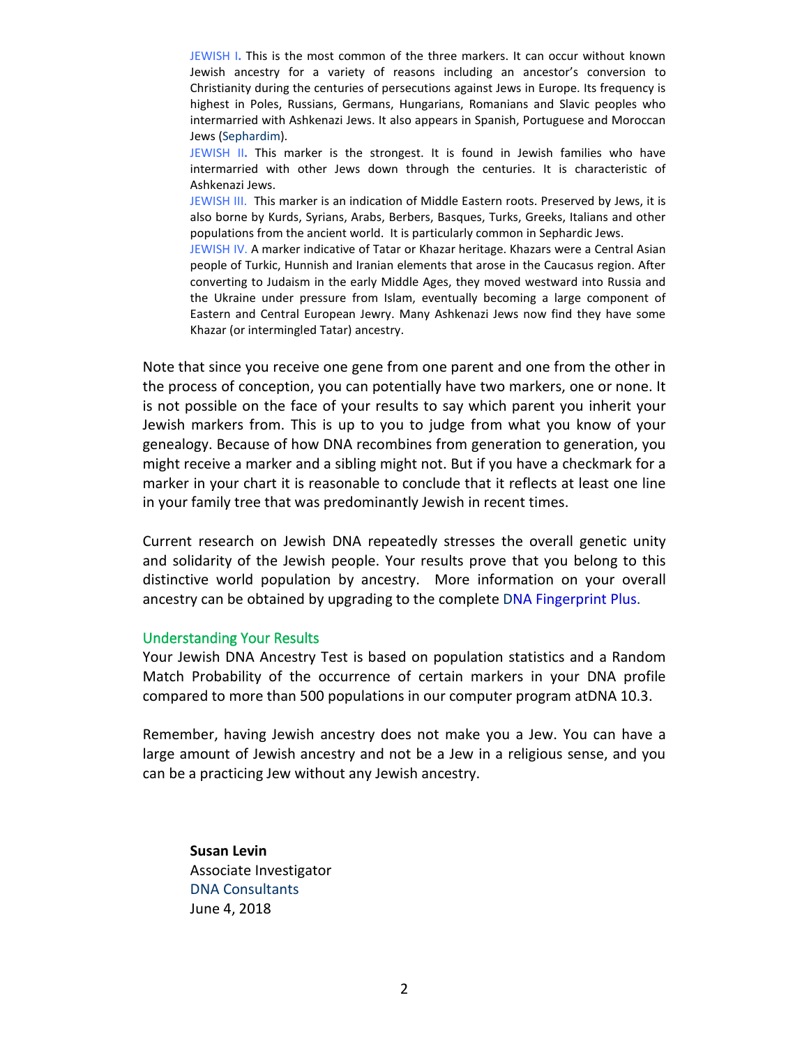JEWISH I. This is the most common of the three markers. It can occur without known Jewish ancestry for a variety of reasons including an ancestor's conversion to Christianity during the centuries of persecutions against Jews in Europe. Its frequency is highest in Poles, Russians, Germans, Hungarians, Romanians and Slavic peoples who intermarried with Ashkenazi Jews. It also appears in Spanish, Portuguese and Moroccan Jews (Sephardim).

JEWISH II. This marker is the strongest. It is found in Jewish families who have intermarried with other Jews down through the centuries. It is characteristic of Ashkenazi Jews.

JEWISH III. This marker is an indication of Middle Eastern roots. Preserved by Jews, it is also borne by Kurds, Syrians, Arabs, Berbers, Basques, Turks, Greeks, Italians and other populations from the ancient world. It is particularly common in Sephardic Jews.

JEWISH IV. A marker indicative of Tatar or Khazar heritage. Khazars were a Central Asian people of Turkic, Hunnish and Iranian elements that arose in the Caucasus region. After converting to Judaism in the early Middle Ages, they moved westward into Russia and the Ukraine under pressure from Islam, eventually becoming a large component of Eastern and Central European Jewry. Many Ashkenazi Jews now find they have some Khazar (or intermingled Tatar) ancestry.

Note that since you receive one gene from one parent and one from the other in the process of conception, you can potentially have two markers, one or none. It is not possible on the face of your results to say which parent you inherit your Jewish markers from. This is up to you to judge from what you know of your genealogy. Because of how DNA recombines from generation to generation, you might receive a marker and a sibling might not. But if you have a checkmark for a marker in your chart it is reasonable to conclude that it reflects at least one line in your family tree that was predominantly Jewish in recent times.

Current research on Jewish DNA repeatedly stresses the overall genetic unity and solidarity of the Jewish people. Your results prove that you belong to this distinctive world population by ancestry. More information on your overall ancestry can be obtained by upgrading to the complete DNA Fingerprint Plus.

## Understanding Your Results

Your Jewish DNA Ancestry Test is based on population statistics and a Random Match Probability of the occurrence of certain markers in your DNA profile compared to more than 500 populations in our computer program atDNA 10.3.

Remember, having Jewish ancestry does not make you a Jew. You can have a large amount of Jewish ancestry and not be a Jew in a religious sense, and you can be a practicing Jew without any Jewish ancestry.

**Susan Levin**
Associate Investigator
DNA Consultants
June 4, 2018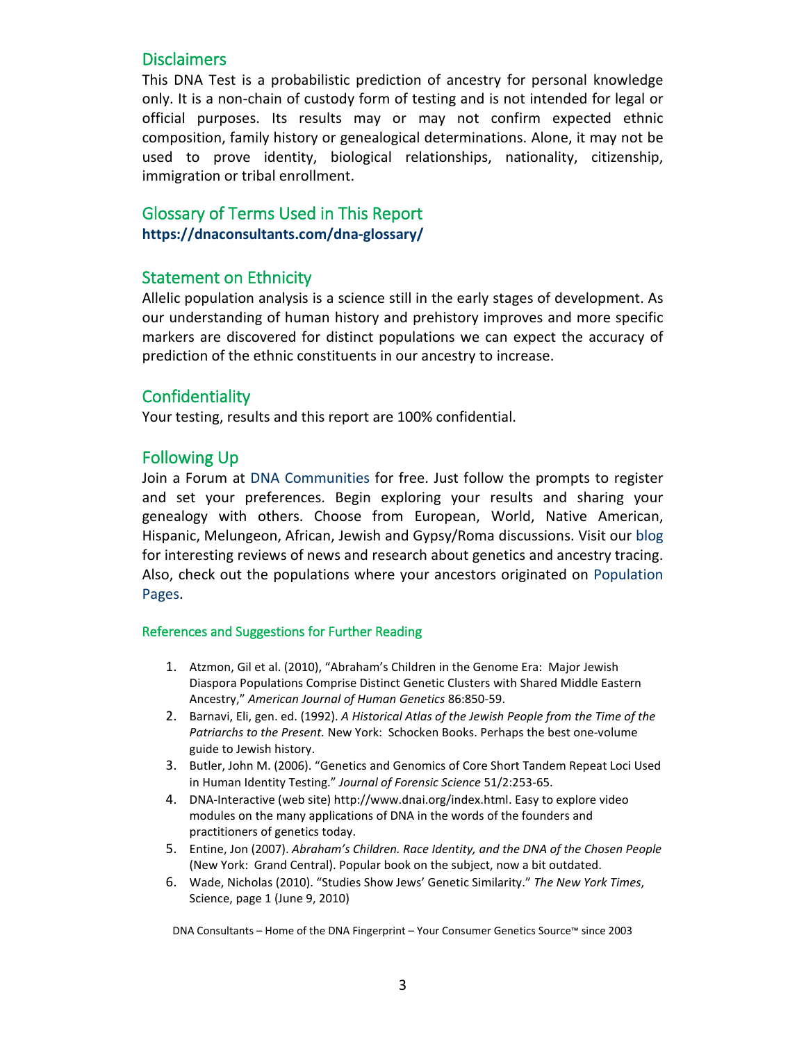## Disclaimers

This DNA Test is a probabilistic prediction of ancestry for personal knowledge only. It is a non-chain of custody form of testing and is not intended for legal or official purposes. Its results may or may not confirm expected ethnic composition, family history or genealogical determinations. Alone, it may not be used to prove identity, biological relationships, nationality, citizenship, immigration or tribal enrollment.

## Glossary of Terms Used in This Report

**https://dnaconsultants.com/dna-glossary/**

## Statement on Ethnicity

Allelic population analysis is a science still in the early stages of development. As our understanding of human history and prehistory improves and more specific markers are discovered for distinct populations we can expect the accuracy of prediction of the ethnic constituents in our ancestry to increase.

## Confidentiality

Your testing, results and this report are 100% confidential.

## Following Up

Join a Forum at DNA Communities for free. Just follow the prompts to register and set your preferences. Begin exploring your results and sharing your genealogy with others. Choose from European, World, Native American, Hispanic, Melungeon, African, Jewish and Gypsy/Roma discussions. Visit our blog for interesting reviews of news and research about genetics and ancestry tracing. Also, check out the populations where your ancestors originated on Population Pages.

### References and Suggestions for Further Reading

1. Atzmon, Gil et al. (2010), "Abraham's Children in the Genome Era: Major Jewish Diaspora Populations Comprise Distinct Genetic Clusters with Shared Middle Eastern Ancestry," *American Journal of Human Genetics* 86:850-59.
2. Barnavi, Eli, gen. ed. (1992). *A Historical Atlas of the Jewish People from the Time of the Patriarchs to the Present.* New York: Schocken Books. Perhaps the best one-volume guide to Jewish history.
3. Butler, John M. (2006). "Genetics and Genomics of Core Short Tandem Repeat Loci Used in Human Identity Testing." *Journal of Forensic Science* 51/2:253-65.
4. DNA-Interactive (web site) http://www.dnai.org/index.html. Easy to explore video modules on the many applications of DNA in the words of the founders and practitioners of genetics today.
5. Entine, Jon (2007). *Abraham's Children. Race Identity, and the DNA of the Chosen People* (New York: Grand Central). Popular book on the subject, now a bit outdated.
6. Wade, Nicholas (2010). "Studies Show Jews' Genetic Similarity." *The New York Times*, Science, page 1 (June 9, 2010)

DNA Consultants – Home of the DNA Fingerprint – Your Consumer Genetics Source™ since 2003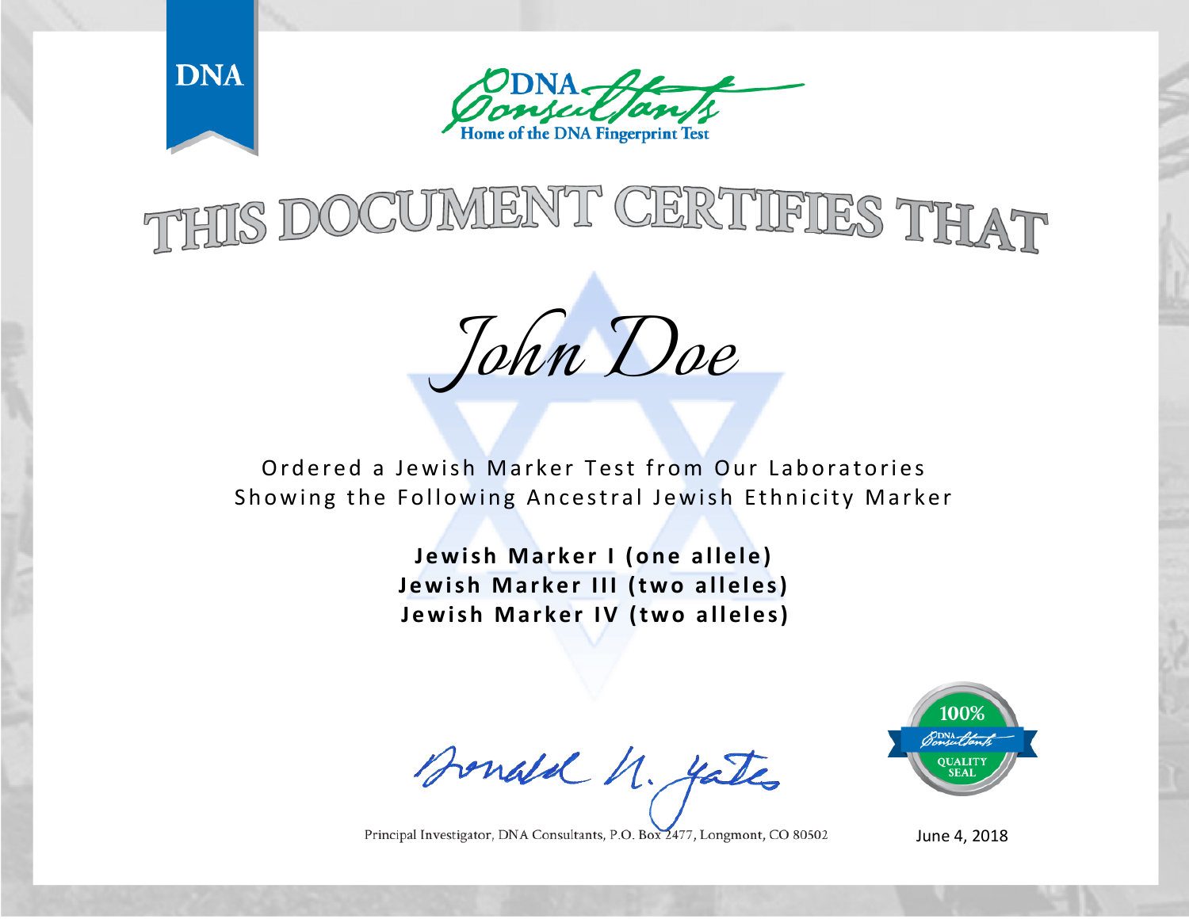DNA

DNA Consultants
Home of the DNA Fingerprint Test

# THIS DOCUMENT CERTIFIES THAT

*John Doe*

Ordered a Jewish Marker Test from Our Laboratories
Showing the Following Ancestral Jewish Ethnicity Marker

**Jewish Marker I (one allele)**
**Jewish Marker III (two alleles)**
**Jewish Marker IV (two alleles)**

100% DNA Consultants QUALITY SEAL

Principal Investigator, DNA Consultants, P.O. Box 2477, Longmont, CO 80502

June 4, 2018